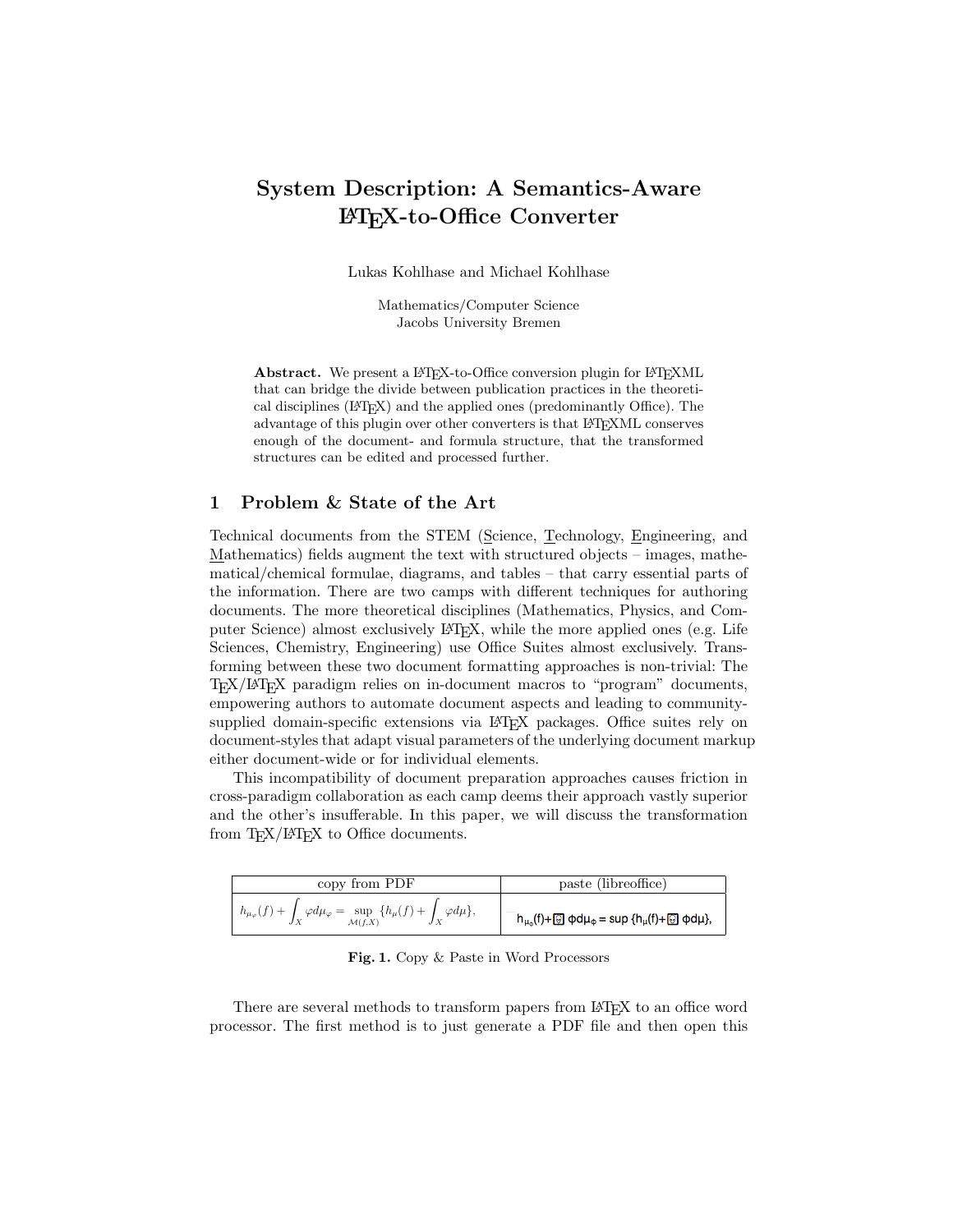# System Description: A Semantics-Aware LaTeX-to-Office Converter

Lukas Kohlhase and Michael Kohlhase

Mathematics/Computer Science
Jacobs University Bremen

**Abstract.** We present a LaTeX-to-Office conversion plugin for LaTeXML that can bridge the divide between publication practices in the theoretical disciplines (LaTeX) and the applied ones (predominantly Office). The advantage of this plugin over other converters is that LaTeXML conserves enough of the document- and formula structure, that the transformed structures can be edited and processed further.

## 1 Problem & State of the Art

Technical documents from the STEM (Science, Technology, Engineering, and Mathematics) fields augment the text with structured objects – images, mathematical/chemical formulae, diagrams, and tables – that carry essential parts of the information. There are two camps with different techniques for authoring documents. The more theoretical disciplines (Mathematics, Physics, and Computer Science) almost exclusively LaTeX, while the more applied ones (e.g. Life Sciences, Chemistry, Engineering) use Office Suites almost exclusively. Transforming between these two document formatting approaches is non-trivial: The TeX/LaTeX paradigm relies on in-document macros to "program" documents, empowering authors to automate document aspects and leading to community-supplied domain-specific extensions via LaTeX packages. Office suites rely on document-styles that adapt visual parameters of the underlying document markup either document-wide or for individual elements.

This incompatibility of document preparation approaches causes friction in cross-paradigm collaboration as each camp deems their approach vastly superior and the other's insufferable. In this paper, we will discuss the transformation from TeX/LaTeX to Office documents.

| copy from PDF | paste (libreoffice) |
| --- | --- |
| $h_{\mu_\varphi}(f) + \int_X \varphi d\mu_\varphi = \sup_{\mathcal{M}(f,X)} \{h_\mu(f) + \int_X \varphi d\mu\},$ | h$_{\mu_\phi}$(f)+▢ ϕdμ$_\phi$ = sup {h$_\mu$(f)+▢ ϕdμ}, |

**Fig. 1.** Copy & Paste in Word Processors

There are several methods to transform papers from LaTeX to an office word processor. The first method is to just generate a PDF file and then open this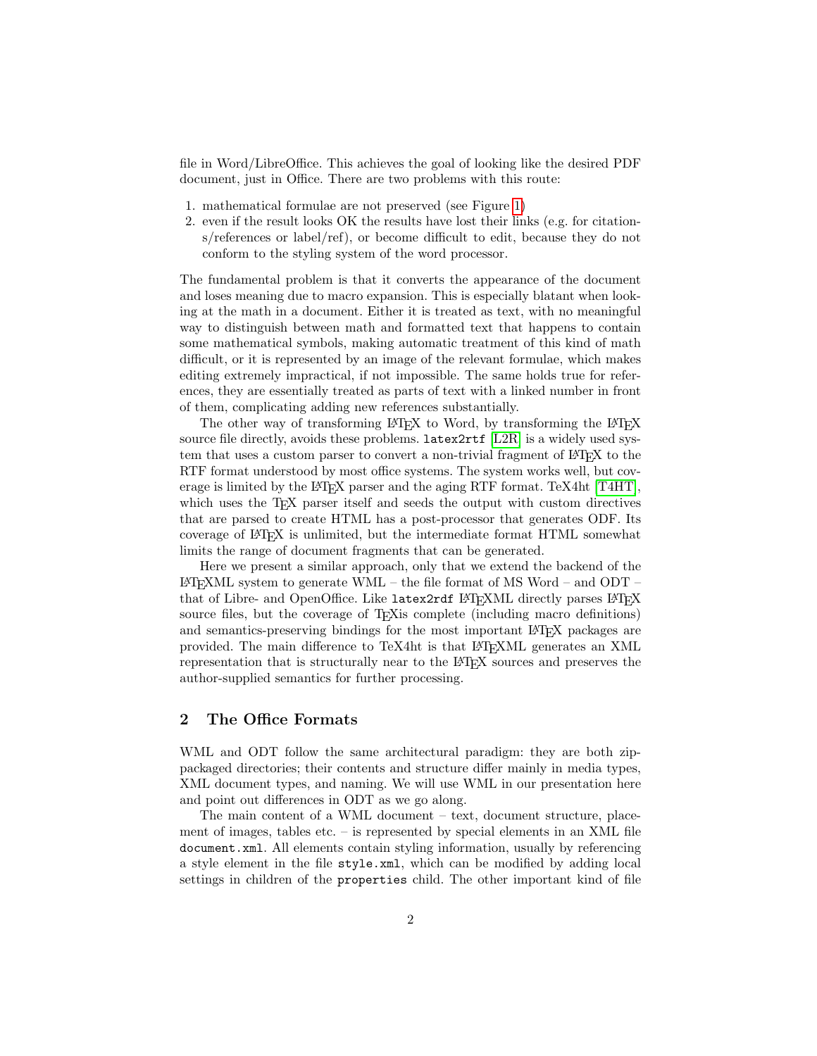file in Word/LibreOffice. This achieves the goal of looking like the desired PDF document, just in Office. There are two problems with this route:

1. mathematical formulae are not preserved (see Figure 1)
2. even if the result looks OK the results have lost their links (e.g. for citations/references or label/ref), or become difficult to edit, because they do not conform to the styling system of the word processor.

The fundamental problem is that it converts the appearance of the document and loses meaning due to macro expansion. This is especially blatant when looking at the math in a document. Either it is treated as text, with no meaningful way to distinguish between math and formatted text that happens to contain some mathematical symbols, making automatic treatment of this kind of math difficult, or it is represented by an image of the relevant formulae, which makes editing extremely impractical, if not impossible. The same holds true for references, they are essentially treated as parts of text with a linked number in front of them, complicating adding new references substantially.

The other way of transforming LaTeX to Word, by transforming the LaTeX source file directly, avoids these problems. `latex2rtf` [L2R] is a widely used system that uses a custom parser to convert a non-trivial fragment of LaTeX to the RTF format understood by most office systems. The system works well, but coverage is limited by the LaTeX parser and the aging RTF format. TeX4ht [T4HT], which uses the TeX parser itself and seeds the output with custom directives that are parsed to create HTML has a post-processor that generates ODF. Its coverage of LaTeX is unlimited, but the intermediate format HTML somewhat limits the range of document fragments that can be generated.

Here we present a similar approach, only that we extend the backend of the LaTeXML system to generate WML – the file format of MS Word – and ODT – that of Libre- and OpenOffice. Like `latex2rdf` LaTeXML directly parses LaTeX source files, but the coverage of TeXis complete (including macro definitions) and semantics-preserving bindings for the most important LaTeX packages are provided. The main difference to TeX4ht is that LaTeXML generates an XML representation that is structurally near to the LaTeX sources and preserves the author-supplied semantics for further processing.

## 2 The Office Formats

WML and ODT follow the same architectural paradigm: they are both zip-packaged directories; their contents and structure differ mainly in media types, XML document types, and naming. We will use WML in our presentation here and point out differences in ODT as we go along.

The main content of a WML document – text, document structure, placement of images, tables etc. – is represented by special elements in an XML file `document.xml`. All elements contain styling information, usually by referencing a style element in the file `style.xml`, which can be modified by adding local settings in children of the `properties` child. The other important kind of file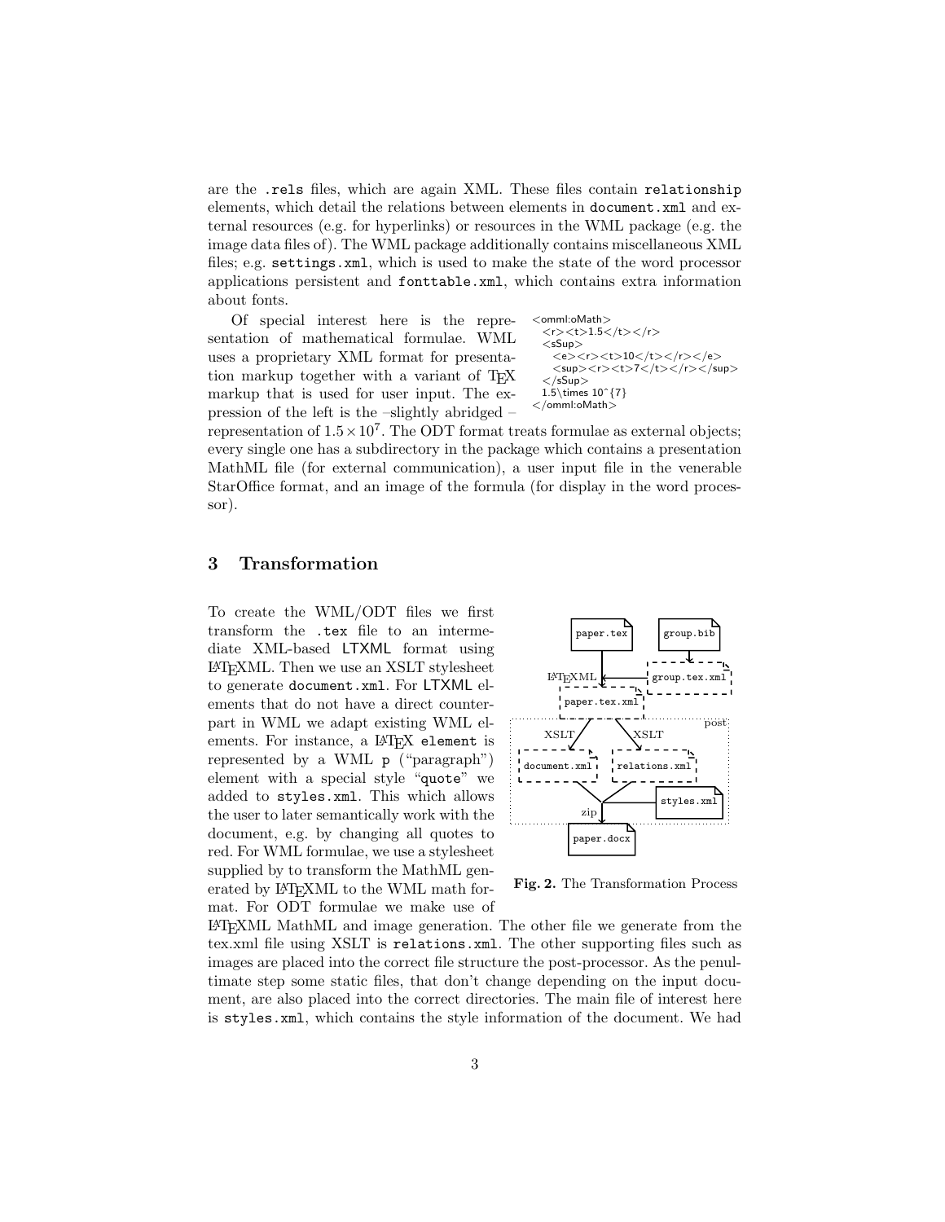are the .rels files, which are again XML. These files contain relationship elements, which detail the relations between elements in document.xml and external resources (e.g. for hyperlinks) or resources in the WML package (e.g. the image data files of). The WML package additionally contains miscellaneous XML files; e.g. settings.xml, which is used to make the state of the word processor applications persistent and fonttable.xml, which contains extra information about fonts.

Of special interest here is the representation of mathematical formulae. WML uses a proprietary XML format for presentation markup together with a variant of TEX markup that is used for user input. The expression of the left is the –slightly abridged – representation of $1.5 \times 10^7$. The ODT format treats formulae as external objects; every single one has a subdirectory in the package which contains a presentation MathML file (for external communication), a user input file in the venerable StarOffice format, and an image of the formula (for display in the word processor).

```
<omml:oMath>
  <r><t>1.5</t></r>
  <sSup>
    <e><r><t>10</t></r></e>
    <sup><r><t>7</t></r></sup>
  </sSup>
  1.5\times 10^{7}
</omml:oMath>
```

## 3 Transformation

To create the WML/ODT files we first transform the .tex file to an intermediate XML-based LTXML format using LATEXML. Then we use an XSLT stylesheet to generate document.xml. For LTXML elements that do not have a direct counterpart in WML we adapt existing WML elements. For instance, a LATEX element is represented by a WML p ("paragraph") element with a special style "quote" we added to styles.xml. This which allows the user to later semantically work with the document, e.g. by changing all quotes to red. For WML formulae, we use a stylesheet supplied by to transform the MathML generated by LATEXML to the WML math format. For ODT formulae we make use of LATEXML MathML and image generation. The other file we generate from the tex.xml file using XSLT is relations.xml. The other supporting files such as images are placed into the correct file structure the post-processor. As the penultimate step some static files, that don't change depending on the input document, are also placed into the correct directories. The main file of interest here is styles.xml, which contains the style information of the document. We had

**Fig. 2.** The Transformation Process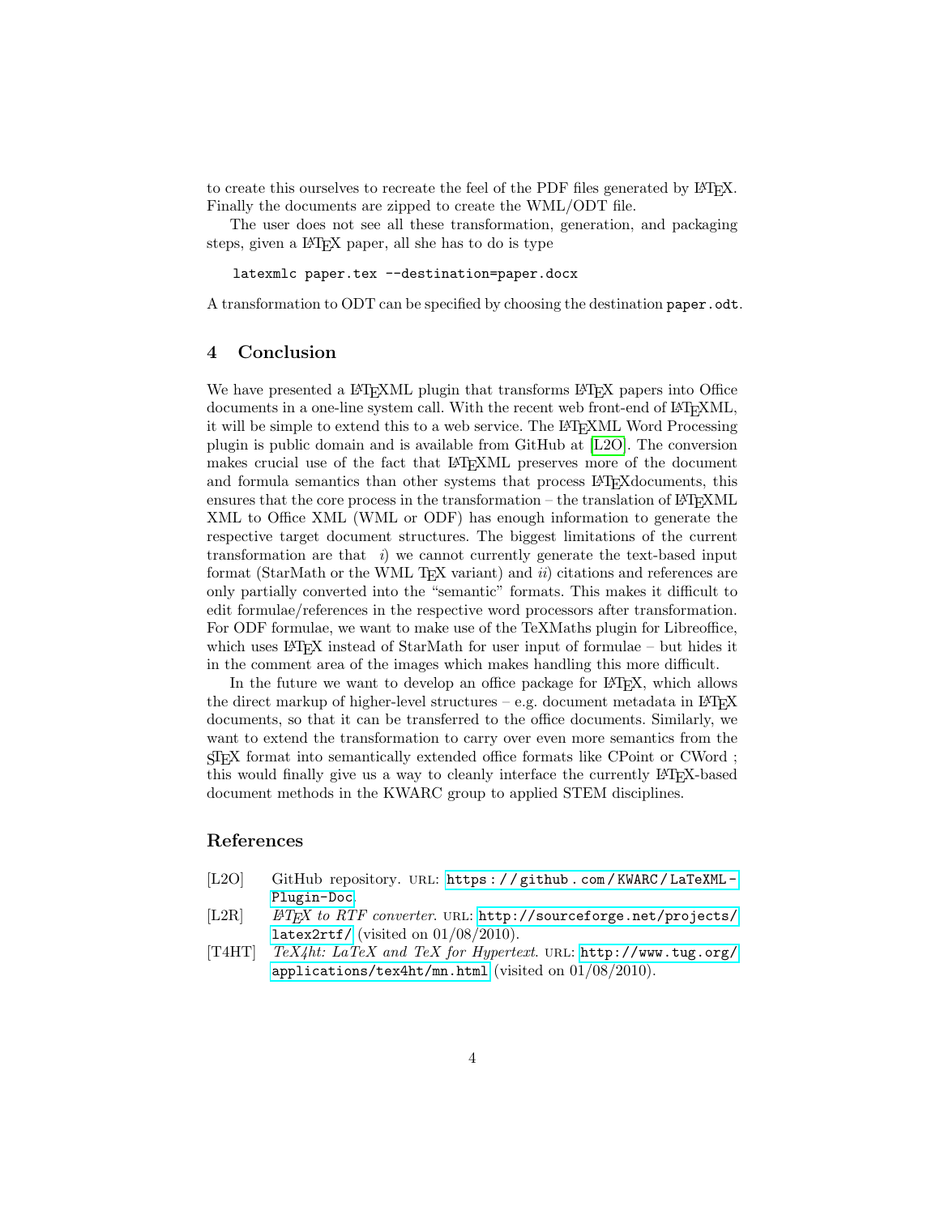to create this ourselves to recreate the feel of the PDF files generated by LaTeX. Finally the documents are zipped to create the WML/ODT file.

The user does not see all these transformation, generation, and packaging steps, given a LaTeX paper, all she has to do is type

```
latexmlc paper.tex --destination=paper.docx
```

A transformation to ODT can be specified by choosing the destination `paper.odt`.

## 4 Conclusion

We have presented a LaTeXML plugin that transforms LaTeX papers into Office documents in a one-line system call. With the recent web front-end of LaTeXML, it will be simple to extend this to a web service. The LaTeXML Word Processing plugin is public domain and is available from GitHub at [L2O]. The conversion makes crucial use of the fact that LaTeXML preserves more of the document and formula semantics than other systems that process LaTeXdocuments, this ensures that the core process in the transformation – the translation of LaTeXML XML to Office XML (WML or ODF) has enough information to generate the respective target document structures. The biggest limitations of the current transformation are that *i*) we cannot currently generate the text-based input format (StarMath or the WML TeX variant) and *ii*) citations and references are only partially converted into the "semantic" formats. This makes it difficult to edit formulae/references in the respective word processors after transformation. For ODF formulae, we want to make use of the TeXMaths plugin for Libreoffice, which uses LaTeX instead of StarMath for user input of formulae – but hides it in the comment area of the images which makes handling this more difficult.

In the future we want to develop an office package for LaTeX, which allows the direct markup of higher-level structures – e.g. document metadata in LaTeX documents, so that it can be transferred to the office documents. Similarly, we want to extend the transformation to carry over even more semantics from the sTeX format into semantically extended office formats like CPoint or CWord ; this would finally give us a way to cleanly interface the currently LaTeX-based document methods in the KWARC group to applied STEM disciplines.

## References

[L2O] GitHub repository. URL: https://github.com/KWARC/LaTeXML-Plugin-Doc.

[L2R] *LaTeX to RTF converter*. URL: http://sourceforge.net/projects/latex2rtf/ (visited on 01/08/2010).

[T4HT] *TeX4ht: LaTeX and TeX for Hypertext*. URL: http://www.tug.org/applications/tex4ht/mn.html (visited on 01/08/2010).